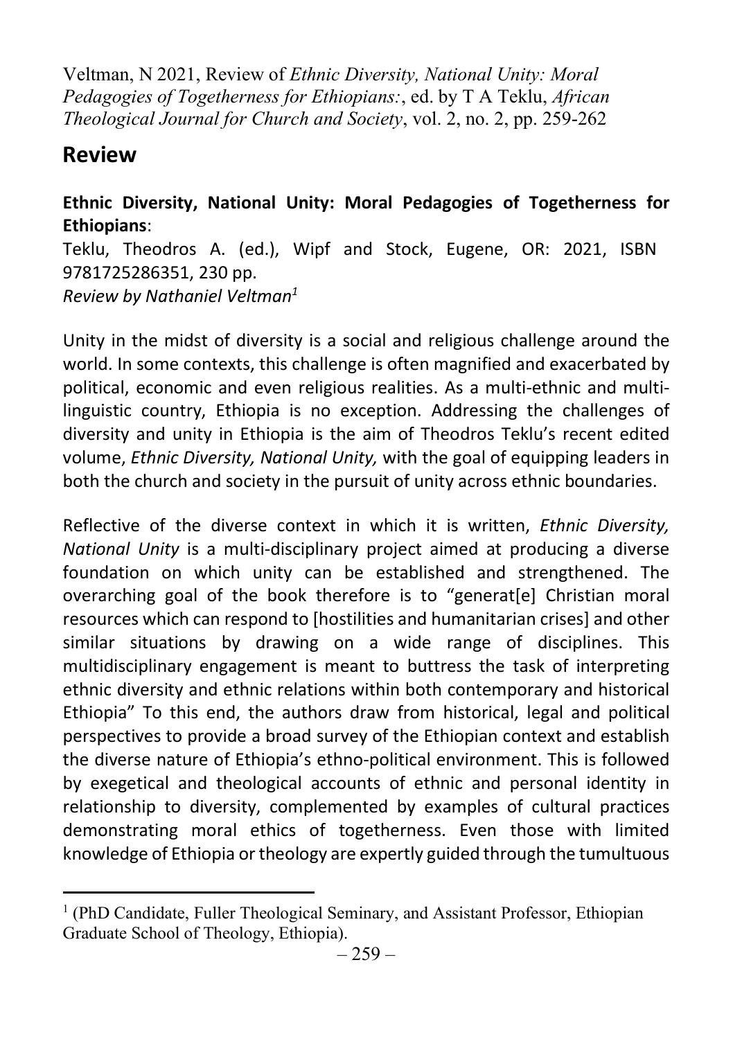Veltman, N 2021, Review of *Ethnic Diversity, National Unity: Moral Pedagogies of Togetherness for Ethiopians:*, ed. by T A Teklu, *African Theological Journal for Church and Society*, vol. 2, no. 2, pp. 259-262

# Review

**Ethnic Diversity, National Unity: Moral Pedagogies of Togetherness for Ethiopians**:
Teklu, Theodros A. (ed.), Wipf and Stock, Eugene, OR: 2021, ISBN 9781725286351, 230 pp.
*Review by Nathaniel Veltman*[1]

Unity in the midst of diversity is a social and religious challenge around the world. In some contexts, this challenge is often magnified and exacerbated by political, economic and even religious realities. As a multi-ethnic and multi-linguistic country, Ethiopia is no exception. Addressing the challenges of diversity and unity in Ethiopia is the aim of Theodros Teklu's recent edited volume, *Ethnic Diversity, National Unity,* with the goal of equipping leaders in both the church and society in the pursuit of unity across ethnic boundaries.

Reflective of the diverse context in which it is written, *Ethnic Diversity, National Unity* is a multi-disciplinary project aimed at producing a diverse foundation on which unity can be established and strengthened. The overarching goal of the book therefore is to "generat[e] Christian moral resources which can respond to [hostilities and humanitarian crises] and other similar situations by drawing on a wide range of disciplines. This multidisciplinary engagement is meant to buttress the task of interpreting ethnic diversity and ethnic relations within both contemporary and historical Ethiopia" To this end, the authors draw from historical, legal and political perspectives to provide a broad survey of the Ethiopian context and establish the diverse nature of Ethiopia's ethno-political environment. This is followed by exegetical and theological accounts of ethnic and personal identity in relationship to diversity, complemented by examples of cultural practices demonstrating moral ethics of togetherness. Even those with limited knowledge of Ethiopia or theology are expertly guided through the tumultuous

---

[1] (PhD Candidate, Fuller Theological Seminary, and Assistant Professor, Ethiopian Graduate School of Theology, Ethiopia).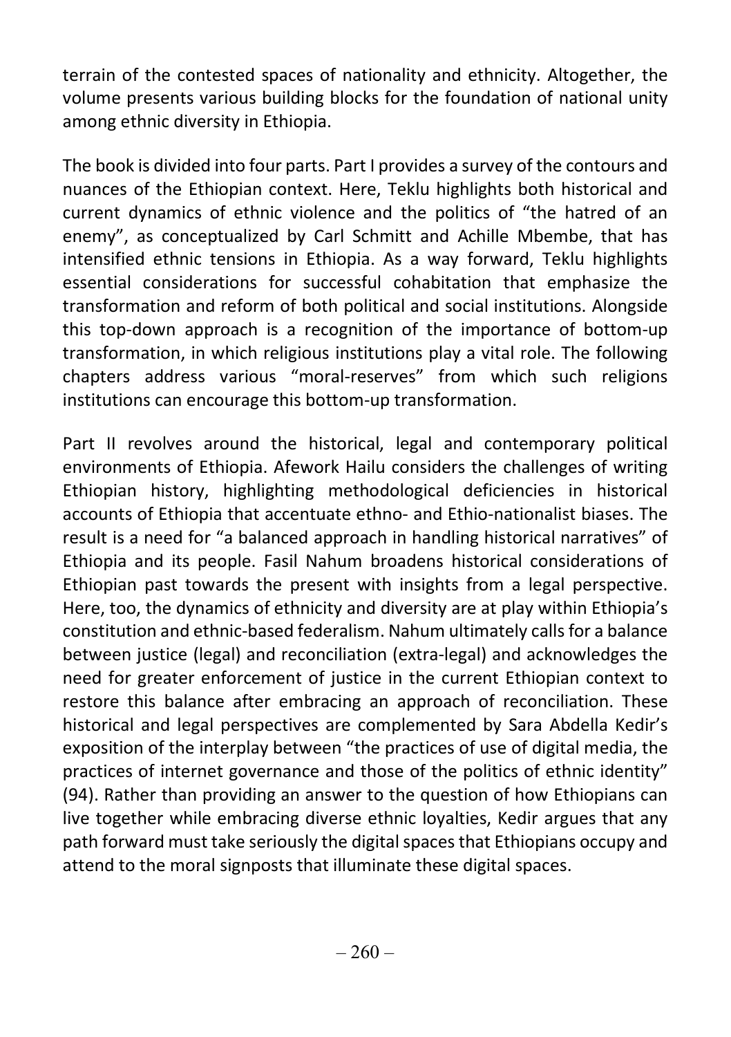terrain of the contested spaces of nationality and ethnicity. Altogether, the volume presents various building blocks for the foundation of national unity among ethnic diversity in Ethiopia.

The book is divided into four parts. Part I provides a survey of the contours and nuances of the Ethiopian context. Here, Teklu highlights both historical and current dynamics of ethnic violence and the politics of "the hatred of an enemy", as conceptualized by Carl Schmitt and Achille Mbembe, that has intensified ethnic tensions in Ethiopia. As a way forward, Teklu highlights essential considerations for successful cohabitation that emphasize the transformation and reform of both political and social institutions. Alongside this top-down approach is a recognition of the importance of bottom-up transformation, in which religious institutions play a vital role. The following chapters address various "moral-reserves" from which such religions institutions can encourage this bottom-up transformation.

Part II revolves around the historical, legal and contemporary political environments of Ethiopia. Afework Hailu considers the challenges of writing Ethiopian history, highlighting methodological deficiencies in historical accounts of Ethiopia that accentuate ethno- and Ethio-nationalist biases. The result is a need for "a balanced approach in handling historical narratives" of Ethiopia and its people. Fasil Nahum broadens historical considerations of Ethiopian past towards the present with insights from a legal perspective. Here, too, the dynamics of ethnicity and diversity are at play within Ethiopia's constitution and ethnic-based federalism. Nahum ultimately calls for a balance between justice (legal) and reconciliation (extra-legal) and acknowledges the need for greater enforcement of justice in the current Ethiopian context to restore this balance after embracing an approach of reconciliation. These historical and legal perspectives are complemented by Sara Abdella Kedir's exposition of the interplay between "the practices of use of digital media, the practices of internet governance and those of the politics of ethnic identity" (94). Rather than providing an answer to the question of how Ethiopians can live together while embracing diverse ethnic loyalties, Kedir argues that any path forward must take seriously the digital spaces that Ethiopians occupy and attend to the moral signposts that illuminate these digital spaces.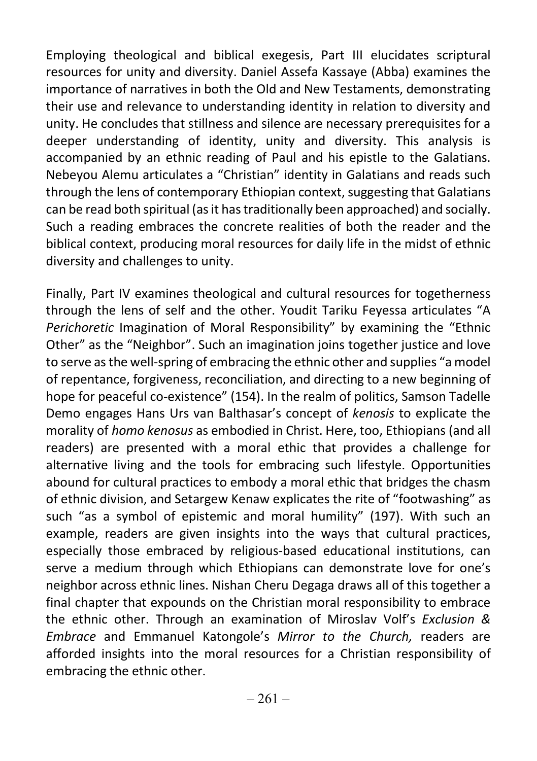Employing theological and biblical exegesis, Part III elucidates scriptural resources for unity and diversity. Daniel Assefa Kassaye (Abba) examines the importance of narratives in both the Old and New Testaments, demonstrating their use and relevance to understanding identity in relation to diversity and unity. He concludes that stillness and silence are necessary prerequisites for a deeper understanding of identity, unity and diversity. This analysis is accompanied by an ethnic reading of Paul and his epistle to the Galatians. Nebeyou Alemu articulates a "Christian" identity in Galatians and reads such through the lens of contemporary Ethiopian context, suggesting that Galatians can be read both spiritual (as it has traditionally been approached) and socially. Such a reading embraces the concrete realities of both the reader and the biblical context, producing moral resources for daily life in the midst of ethnic diversity and challenges to unity.

Finally, Part IV examines theological and cultural resources for togetherness through the lens of self and the other. Youdit Tariku Feyessa articulates "A *Perichoretic* Imagination of Moral Responsibility" by examining the "Ethnic Other" as the "Neighbor". Such an imagination joins together justice and love to serve as the well-spring of embracing the ethnic other and supplies "a model of repentance, forgiveness, reconciliation, and directing to a new beginning of hope for peaceful co-existence" (154). In the realm of politics, Samson Tadelle Demo engages Hans Urs van Balthasar's concept of *kenosis* to explicate the morality of *homo kenosus* as embodied in Christ. Here, too, Ethiopians (and all readers) are presented with a moral ethic that provides a challenge for alternative living and the tools for embracing such lifestyle. Opportunities abound for cultural practices to embody a moral ethic that bridges the chasm of ethnic division, and Setargew Kenaw explicates the rite of "footwashing" as such "as a symbol of epistemic and moral humility" (197). With such an example, readers are given insights into the ways that cultural practices, especially those embraced by religious-based educational institutions, can serve a medium through which Ethiopians can demonstrate love for one's neighbor across ethnic lines. Nishan Cheru Degaga draws all of this together a final chapter that expounds on the Christian moral responsibility to embrace the ethnic other. Through an examination of Miroslav Volf's *Exclusion & Embrace* and Emmanuel Katongole's *Mirror to the Church,* readers are afforded insights into the moral resources for a Christian responsibility of embracing the ethnic other.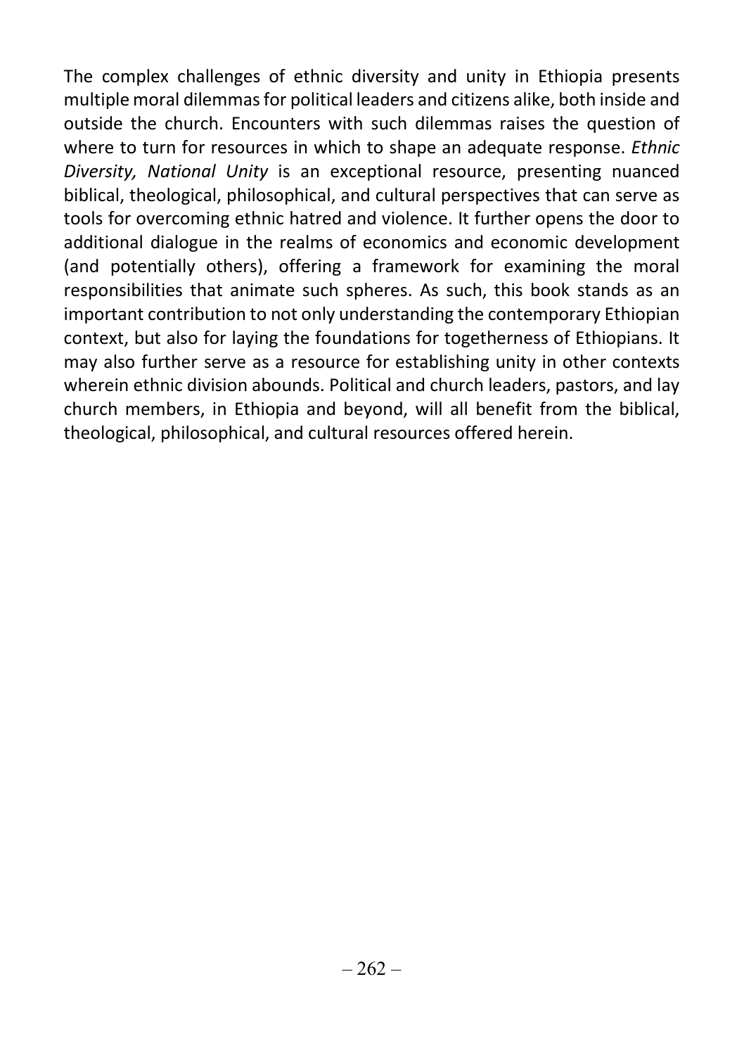The complex challenges of ethnic diversity and unity in Ethiopia presents multiple moral dilemmas for political leaders and citizens alike, both inside and outside the church. Encounters with such dilemmas raises the question of where to turn for resources in which to shape an adequate response. *Ethnic Diversity, National Unity* is an exceptional resource, presenting nuanced biblical, theological, philosophical, and cultural perspectives that can serve as tools for overcoming ethnic hatred and violence. It further opens the door to additional dialogue in the realms of economics and economic development (and potentially others), offering a framework for examining the moral responsibilities that animate such spheres. As such, this book stands as an important contribution to not only understanding the contemporary Ethiopian context, but also for laying the foundations for togetherness of Ethiopians. It may also further serve as a resource for establishing unity in other contexts wherein ethnic division abounds. Political and church leaders, pastors, and lay church members, in Ethiopia and beyond, will all benefit from the biblical, theological, philosophical, and cultural resources offered herein.